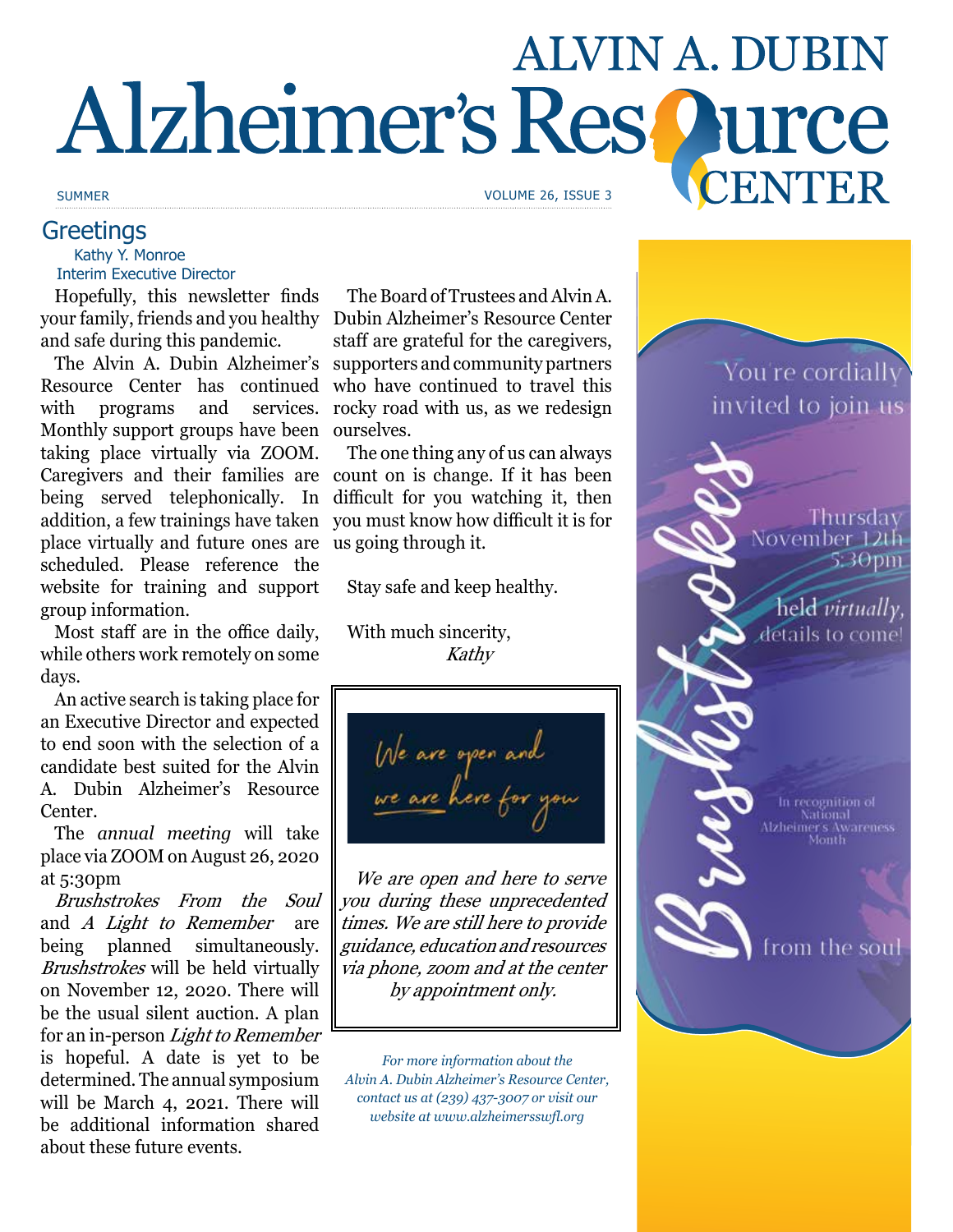# ALVIN A. DUBIN Alzheimer's Resource CENTER

SUMMER VOLUME 26, ISSUE 3

## Greetings

Kathy Y. Monroe
Interim Executive Director

Hopefully, this newsletter finds your family, friends and you healthy and safe during this pandemic.

The Alvin A. Dubin Alzheimer's Resource Center has continued with programs and services. Monthly support groups have been taking place virtually via ZOOM. Caregivers and their families are being served telephonically. In addition, a few trainings have taken place virtually and future ones are scheduled. Please reference the website for training and support group information.

Most staff are in the office daily, while others work remotely on some days.

An active search is taking place for an Executive Director and expected to end soon with the selection of a candidate best suited for the Alvin A. Dubin Alzheimer's Resource Center.

The *annual meeting* will take place via ZOOM on August 26, 2020 at 5:30pm

*Brushstrokes From the Soul* and *A Light to Remember* are being planned simultaneously. *Brushstrokes* will be held virtually on November 12, 2020. There will be the usual silent auction. A plan for an in-person *Light to Remember* is hopeful. A date is yet to be determined. The annual symposium will be March 4, 2021. There will be additional information shared about these future events.

The Board of Trustees and Alvin A. Dubin Alzheimer's Resource Center staff are grateful for the caregivers, supporters and community partners who have continued to travel this rocky road with us, as we redesign ourselves.

The one thing any of us can always count on is change. If it has been difficult for you watching it, then you must know how difficult it is for us going through it.

Stay safe and keep healthy.

With much sincerity,
*Kathy*

---

*We are open and we are here for you*

*We are open and here to serve you during these unprecedented times. We are still here to provide guidance, education and resources via phone, zoom and at the center by appointment only.*

---

*For more information about the Alvin A. Dubin Alzheimer's Resource Center, contact us at (239) 437-3007 or visit our website at www.alzheimersswfl.org*

---

You're cordially invited to join us

**Brushstrokes** from the soul

Thursday November 12th 5:30pm

held *virtually*, details to come!

In recognition of National Alzheimer's Awareness Month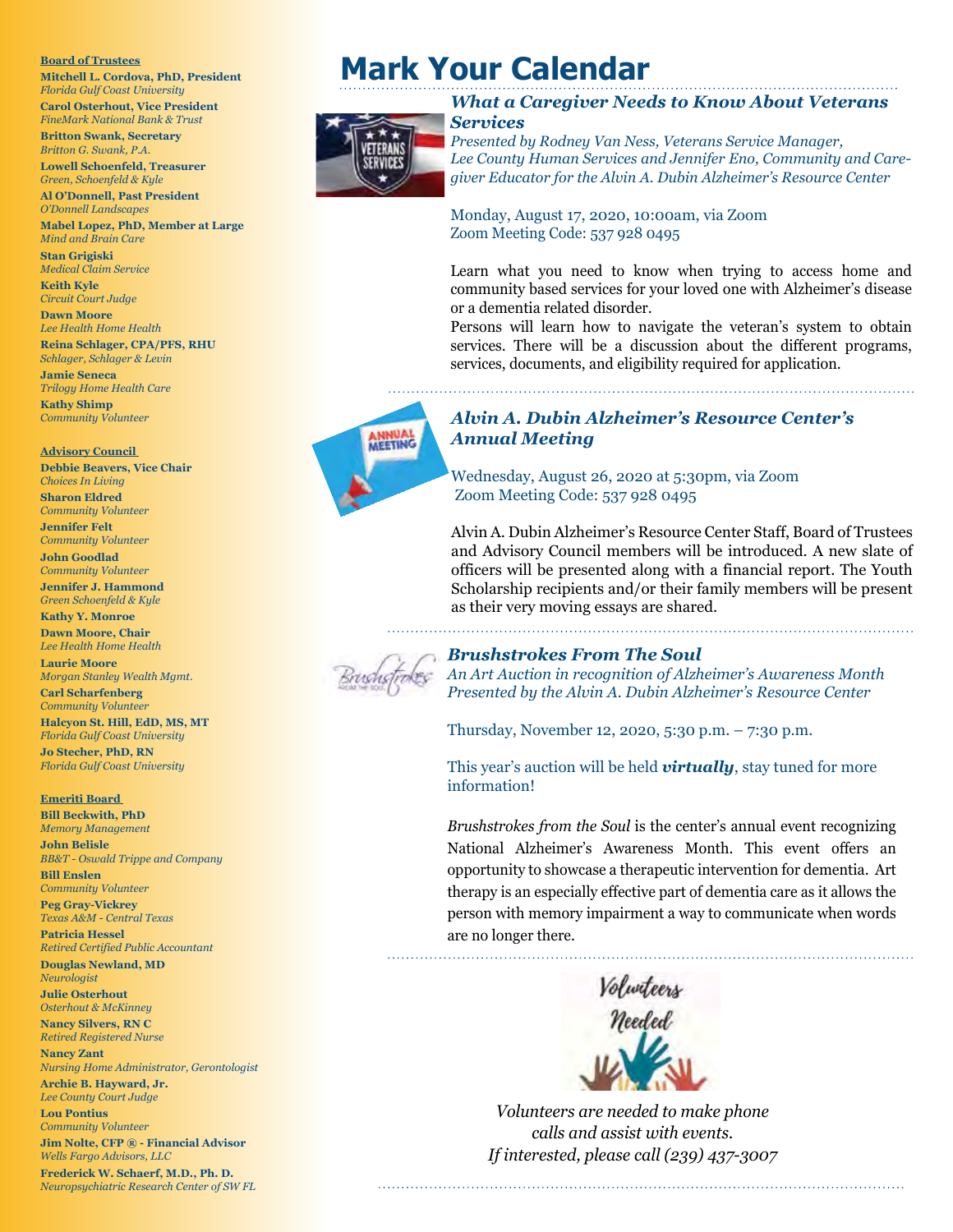**Board of Trustees**

**Mitchell L. Cordova, PhD, President**
*Florida Gulf Coast University*

**Carol Osterhout, Vice President**
*FineMark National Bank & Trust*

**Britton Swank, Secretary**
*Britton G. Swank, P.A.*

**Lowell Schoenfeld, Treasurer**
*Green, Schoenfeld & Kyle*

**Al O'Donnell, Past President**
*O'Donnell Landscapes*

**Mabel Lopez, PhD, Member at Large**
*Mind and Brain Care*

**Stan Grigiski**
*Medical Claim Service*

**Keith Kyle**
*Circuit Court Judge*

**Dawn Moore**
*Lee Health Home Health*

**Reina Schlager, CPA/PFS, RHU**
*Schlager, Schlager & Levin*

**Jamie Seneca**
*Trilogy Home Health Care*

**Kathy Shimp**
*Community Volunteer*

**Advisory Council**

**Debbie Beavers, Vice Chair**
*Choices In Living*

**Sharon Eldred**
*Community Volunteer*

**Jennifer Felt**
*Community Volunteer*

**John Goodlad**
*Community Volunteer*

**Jennifer J. Hammond**
*Green Schoenfeld & Kyle*

**Kathy Y. Monroe**

**Dawn Moore, Chair**
*Lee Health Home Health*

**Laurie Moore**
*Morgan Stanley Wealth Mgmt.*

**Carl Scharfenberg**
*Community Volunteer*

**Halcyon St. Hill, EdD, MS, MT**
*Florida Gulf Coast University*

**Jo Stecher, PhD, RN**
*Florida Gulf Coast University*

**Emeriti Board**

**Bill Beckwith, PhD**
*Memory Management*

**John Belisle**
*BB&T - Oswald Trippe and Company*

**Bill Enslen**
*Community Volunteer*

**Peg Gray-Vickrey**
*Texas A&M - Central Texas*

**Patricia Hessel**
*Retired Certified Public Accountant*

**Douglas Newland, MD**
*Neurologist*

**Julie Osterhout**
*Osterhout & McKinney*

**Nancy Silvers, RN C**
*Retired Registered Nurse*

**Nancy Zant**
*Nursing Home Administrator, Gerontologist*

**Archie B. Hayward, Jr.**
*Lee County Court Judge*

**Lou Pontius**
*Community Volunteer*

**Jim Nolte, CFP ® - Financial Advisor**
*Wells Fargo Advisors, LLC*

**Frederick W. Schaerf, M.D., Ph. D.**
*Neuropsychiatric Research Center of SW FL*

# Mark Your Calendar

### *What a Caregiver Needs to Know About Veterans Services*

*Presented by Rodney Van Ness, Veterans Service Manager, Lee County Human Services and Jennifer Eno, Community and Caregiver Educator for the Alvin A. Dubin Alzheimer's Resource Center*

Monday, August 17, 2020, 10:00am, via Zoom
Zoom Meeting Code: 537 928 0495

Learn what you need to know when trying to access home and community based services for your loved one with Alzheimer's disease or a dementia related disorder.
Persons will learn how to navigate the veteran's system to obtain services. There will be a discussion about the different programs, services, documents, and eligibility required for application.

### *Alvin A. Dubin Alzheimer's Resource Center's Annual Meeting*

Wednesday, August 26, 2020 at 5:30pm, via Zoom
Zoom Meeting Code: 537 928 0495

Alvin A. Dubin Alzheimer's Resource Center Staff, Board of Trustees and Advisory Council members will be introduced. A new slate of officers will be presented along with a financial report. The Youth Scholarship recipients and/or their family members will be present as their very moving essays are shared.

### *Brushstrokes From The Soul*

*An Art Auction in recognition of Alzheimer's Awareness Month*
*Presented by the Alvin A. Dubin Alzheimer's Resource Center*

Thursday, November 12, 2020, 5:30 p.m. – 7:30 p.m.

This year's auction will be held ***virtually***, stay tuned for more information!

*Brushstrokes from the Soul* is the center's annual event recognizing National Alzheimer's Awareness Month. This event offers an opportunity to showcase a therapeutic intervention for dementia. Art therapy is an especially effective part of dementia care as it allows the person with memory impairment a way to communicate when words are no longer there.

Volunteers Needed

*Volunteers are needed to make phone calls and assist with events.*
*If interested, please call (239) 437-3007*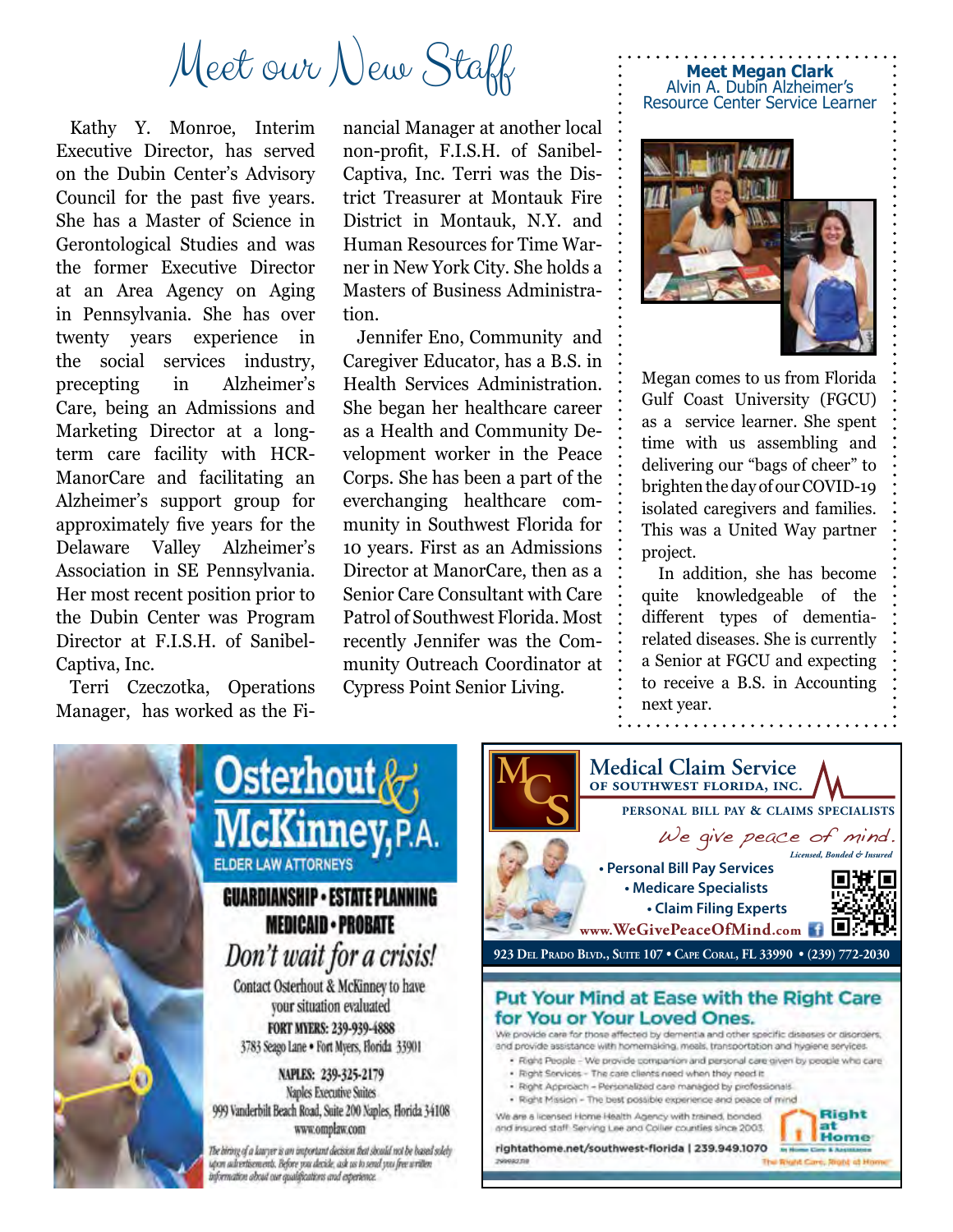# Meet our New Staff

Kathy Y. Monroe, Interim Executive Director, has served on the Dubin Center's Advisory Council for the past five years. She has a Master of Science in Gerontological Studies and was the former Executive Director at an Area Agency on Aging in Pennsylvania. She has over twenty years experience in the social services industry, precepting in Alzheimer's Care, being an Admissions and Marketing Director at a long-term care facility with HCR-ManorCare and facilitating an Alzheimer's support group for approximately five years for the Delaware Valley Alzheimer's Association in SE Pennsylvania. Her most recent position prior to the Dubin Center was Program Director at F.I.S.H. of Sanibel-Captiva, Inc.

Terri Czeczotka, Operations Manager, has worked as the Financial Manager at another local non-profit, F.I.S.H. of Sanibel-Captiva, Inc. Terri was the District Treasurer at Montauk Fire District in Montauk, N.Y. and Human Resources for Time Warner in New York City. She holds a Masters of Business Administration.

Jennifer Eno, Community and Caregiver Educator, has a B.S. in Health Services Administration. She began her healthcare career as a Health and Community Development worker in the Peace Corps. She has been a part of the everchanging healthcare community in Southwest Florida for 10 years. First as an Admissions Director at ManorCare, then as a Senior Care Consultant with Care Patrol of Southwest Florida. Most recently Jennifer was the Community Outreach Coordinator at Cypress Point Senior Living.

**Meet Megan Clark**
Alvin A. Dubin Alzheimer's Resource Center Service Learner

Megan comes to us from Florida Gulf Coast University (FGCU) as a service learner. She spent time with us assembling and delivering our "bags of cheer" to brighten the day of our COVID-19 isolated caregivers and families. This was a United Way partner project.

In addition, she has become quite knowledgeable of the different types of dementia-related diseases. She is currently a Senior at FGCU and expecting to receive a B.S. in Accounting next year.

**Osterhout & McKinney, P.A.**
ELDER LAW ATTORNEYS

**GUARDIANSHIP • ESTATE PLANNING**
**MEDICAID • PROBATE**

*Don't wait for a crisis!*

Contact Osterhout & McKinney to have your situation evaluated

FORT MYERS: 239-939-4888
3783 Seago Lane • Fort Myers, Florida 33901

NAPLES: 239-325-2179
Naples Executive Suites
999 Vanderbilt Beach Road, Suite 200 Naples, Florida 34108
www.omplaw.com

*The hiring of a lawyer is an important decision that should not be based solely upon advertisements. Before you decide, ask us to send you free written information about our qualifications and experience.*

**Medical Claim Service**
**OF SOUTHWEST FLORIDA, INC.**

PERSONAL BILL PAY & CLAIMS SPECIALISTS

*We give peace of mind.*

*Licensed, Bonded & Insured*

- Personal Bill Pay Services
- Medicare Specialists
- Claim Filing Experts

www.WeGivePeaceOfMind.com

923 Del Prado Blvd., Suite 107 • Cape Coral, FL 33990 • (239) 772-2030

**Put Your Mind at Ease with the Right Care for You or Your Loved Ones.**

We provide care for those affected by dementia and other specific diseases or disorders, and provide assistance with homemaking, meals, transportation and hygiene services.

- Right People – We provide companion and personal care given by people who care
- Right Services – The care clients need when they need it
- Right Approach – Personalized care managed by professionals
- Right Mission – The best possible experience and peace of mind

We are a licensed Home Health Agency with trained, bonded and insured staff. Serving Lee and Collier counties since 2003.

rightathome.net/southwest-florida | 239.949.1070

Right at Home — In Home Care & Assistance — The Right Care, Right at Home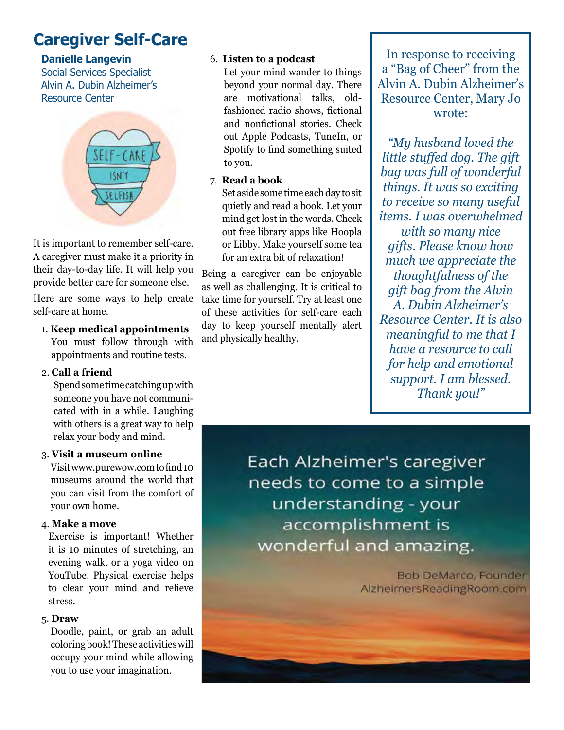# Caregiver Self-Care

**Danielle Langevin**
Social Services Specialist
Alvin A. Dubin Alzheimer's Resource Center

It is important to remember self-care. A caregiver must make it a priority in their day-to-day life. It will help you provide better care for someone else.

Here are some ways to help create self-care at home.

1. **Keep medical appointments**
   You must follow through with appointments and routine tests.

2. **Call a friend**
   Spend some time catching up with someone you have not communicated with in a while. Laughing with others is a great way to help relax your body and mind.

3. **Visit a museum online**
   Visit www.purewow.com to find 10 museums around the world that you can visit from the comfort of your own home.

4. **Make a move**
   Exercise is important! Whether it is 10 minutes of stretching, an evening walk, or a yoga video on YouTube. Physical exercise helps to clear your mind and relieve stress.

5. **Draw**
   Doodle, paint, or grab an adult coloring book! These activities will occupy your mind while allowing you to use your imagination.

6. **Listen to a podcast**
   Let your mind wander to things beyond your normal day. There are motivational talks, old-fashioned radio shows, fictional and nonfictional stories. Check out Apple Podcasts, TuneIn, or Spotify to find something suited to you.

7. **Read a book**
   Set aside some time each day to sit quietly and read a book. Let your mind get lost in the words. Check out free library apps like Hoopla or Libby. Make yourself some tea for an extra bit of relaxation!

Being a caregiver can be enjoyable as well as challenging. It is critical to take time for yourself. Try at least one of these activities for self-care each day to keep yourself mentally alert and physically healthy.

---

In response to receiving a "Bag of Cheer" from the Alvin A. Dubin Alzheimer's Resource Center, Mary Jo wrote:

*"My husband loved the little stuffed dog. The gift bag was full of wonderful things. It was so exciting to receive so many useful items. I was overwhelmed with so many nice gifts. Please know how much we appreciate the thoughtfulness of the gift bag from the Alvin A. Dubin Alzheimer's Resource Center. It is also meaningful to me that I have a resource to call for help and emotional support. I am blessed. Thank you!"*

---

Each Alzheimer's caregiver needs to come to a simple understanding - your accomplishment is wonderful and amazing.

Bob DeMarco, Founder
AlzheimersReadingRoom.com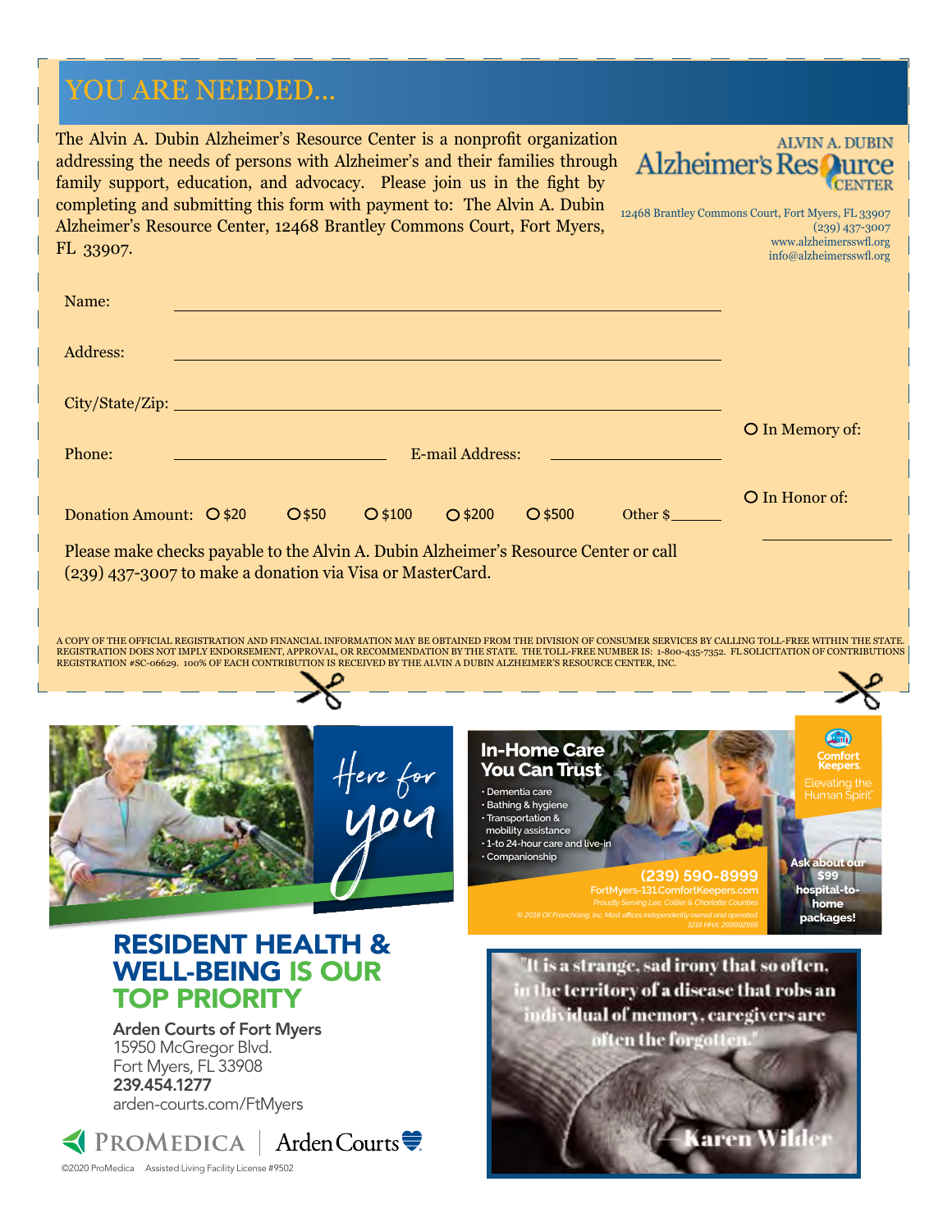# YOU ARE NEEDED...

The Alvin A. Dubin Alzheimer's Resource Center is a nonprofit organization addressing the needs of persons with Alzheimer's and their families through family support, education, and advocacy. Please join us in the fight by completing and submitting this form with payment to: The Alvin A. Dubin Alzheimer's Resource Center, 12468 Brantley Commons Court, Fort Myers, FL 33907.

**ALVIN A. DUBIN Alzheimer's Resource CENTER**

12468 Brantley Commons Court, Fort Myers, FL 33907
(239) 437-3007
www.alzheimersswfl.org
info@alzheimersswfl.org

Name: ______________________________

Address: ______________________________

City/State/Zip: ______________________________

Phone: ______________ E-mail Address: ______________

Donation Amount: O $20 O $50 O $100 O $200 O $500 Other $______

O In Memory of:

O In Honor of:

______________

Please make checks payable to the Alvin A. Dubin Alzheimer's Resource Center or call (239) 437-3007 to make a donation via Visa or MasterCard.

A COPY OF THE OFFICIAL REGISTRATION AND FINANCIAL INFORMATION MAY BE OBTAINED FROM THE DIVISION OF CONSUMER SERVICES BY CALLING TOLL-FREE WITHIN THE STATE. REGISTRATION DOES NOT IMPLY ENDORSEMENT, APPROVAL, OR RECOMMENDATION BY THE STATE. THE TOLL-FREE NUMBER IS: 1-800-435-7352. FL SOLICITATION OF CONTRIBUTIONS REGISTRATION #SC-06629. 100% OF EACH CONTRIBUTION IS RECEIVED BY THE ALVIN A DUBIN ALZHEIMER'S RESOURCE CENTER, INC.

---

*Here for you*

## RESIDENT HEALTH & WELL-BEING IS OUR TOP PRIORITY

**Arden Courts of Fort Myers**
15950 McGregor Blvd.
Fort Myers, FL 33908
**239.454.1277**
arden-courts.com/FtMyers

PROMEDICA | Arden Courts

©2020 ProMedica Assisted Living Facility License #9502

---

## In-Home Care You Can Trust

- Dementia care
- Bathing & hygiene
- Transportation & mobility assistance
- 1-to 24-hour care and live-in
- Companionship

**(239) 590-8999**
FortMyers-131.ComfortKeepers.com
Proudly Serving Lee, Collier & Charlotte Counties
© 2019 CK Franchising, Inc. Most offices independently owned and operated. 1219 HHA: 299992995

Comfort Keepers. Elevating the Human Spirit

**Ask about our $99 hospital-to-home packages!**

---

"It is a strange, sad irony that so often, in the territory of a disease that robs an individual of memory, caregivers are often the forgotten."

—Karen Wilder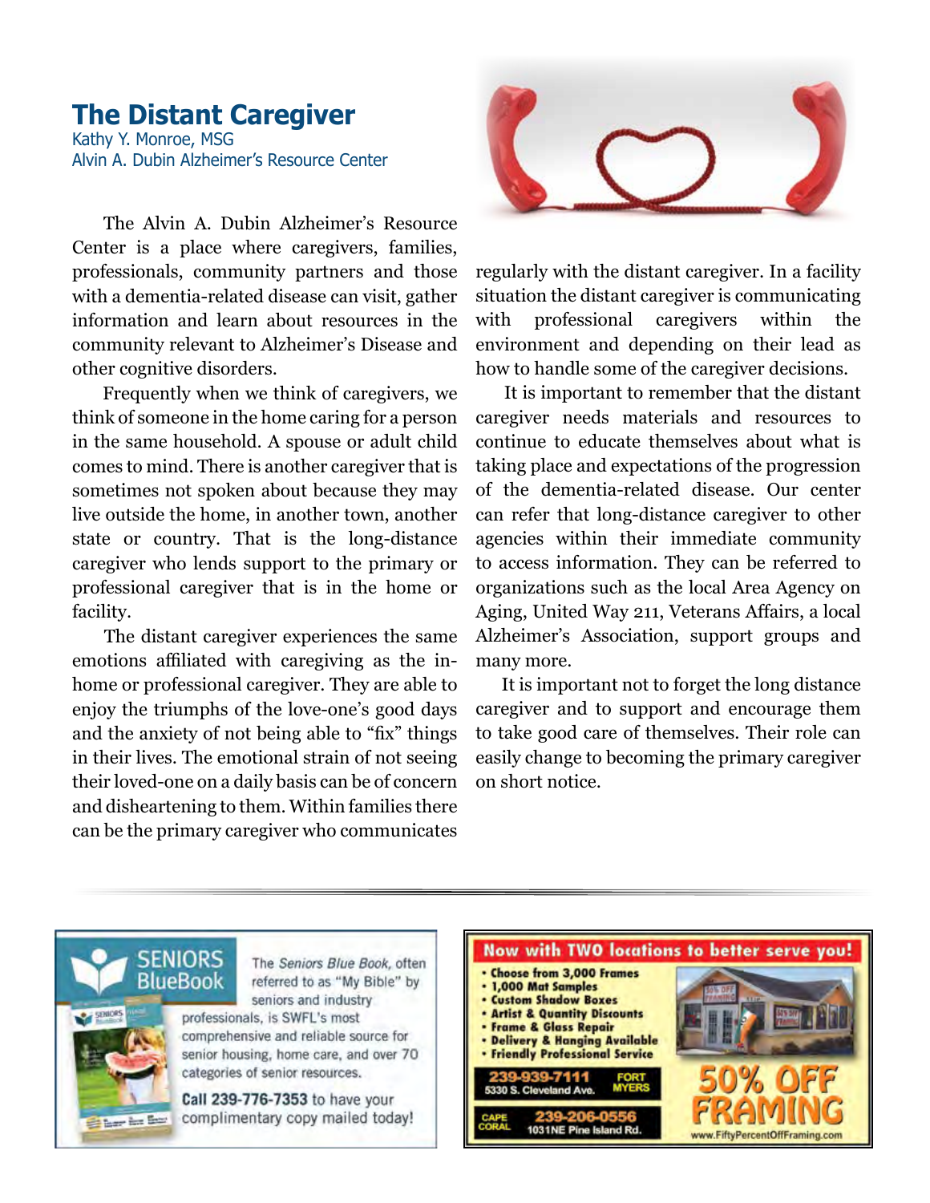# The Distant Caregiver

Kathy Y. Monroe, MSG
Alvin A. Dubin Alzheimer's Resource Center

The Alvin A. Dubin Alzheimer's Resource Center is a place where caregivers, families, professionals, community partners and those with a dementia-related disease can visit, gather information and learn about resources in the community relevant to Alzheimer's Disease and other cognitive disorders.

Frequently when we think of caregivers, we think of someone in the home caring for a person in the same household. A spouse or adult child comes to mind. There is another caregiver that is sometimes not spoken about because they may live outside the home, in another town, another state or country. That is the long-distance caregiver who lends support to the primary or professional caregiver that is in the home or facility.

The distant caregiver experiences the same emotions affiliated with caregiving as the in-home or professional caregiver. They are able to enjoy the triumphs of the love-one's good days and the anxiety of not being able to "fix" things in their lives. The emotional strain of not seeing their loved-one on a daily basis can be of concern and disheartening to them. Within families there can be the primary caregiver who communicates regularly with the distant caregiver. In a facility situation the distant caregiver is communicating with professional caregivers within the environment and depending on their lead as how to handle some of the caregiver decisions.

It is important to remember that the distant caregiver needs materials and resources to continue to educate themselves about what is taking place and expectations of the progression of the dementia-related disease. Our center can refer that long-distance caregiver to other agencies within their immediate community to access information. They can be referred to organizations such as the local Area Agency on Aging, United Way 211, Veterans Affairs, a local Alzheimer's Association, support groups and many more.

It is important not to forget the long distance caregiver and to support and encourage them to take good care of themselves. Their role can easily change to becoming the primary caregiver on short notice.

---

**SENIORS BlueBook**

The *Seniors Blue Book*, often referred to as "My Bible" by seniors and industry professionals, is SWFL's most comprehensive and reliable source for senior housing, home care, and over 70 categories of senior resources.

**Call 239-776-7353** to have your complimentary copy mailed today!

---

**Now with TWO locations to better serve you!**

- Choose from 3,000 Frames
- 1,000 Mat Samples
- Custom Shadow Boxes
- Artist & Quantity Discounts
- Frame & Glass Repair
- Delivery & Hanging Available
- Friendly Professional Service

**239-939-7111** 5330 S. Cleveland Ave. FORT MYERS

CAPE CORAL **239-206-0556** 1031NE Pine Island Rd.

**50% OFF FRAMING**

www.FiftyPercentOffFraming.com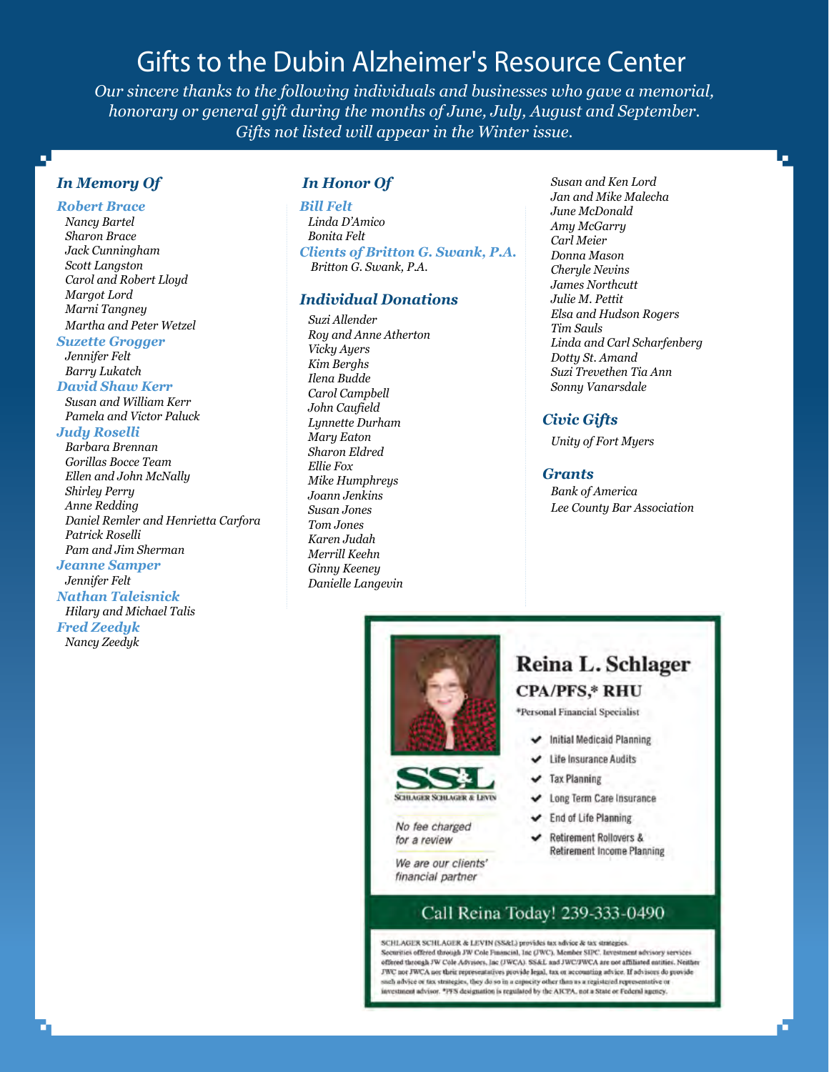# Gifts to the Dubin Alzheimer's Resource Center

*Our sincere thanks to the following individuals and businesses who gave a memorial, honorary or general gift during the months of June, July, August and September. Gifts not listed will appear in the Winter issue.*

## *In Memory Of*

***Robert Brace***
*Nancy Bartel*
*Sharon Brace*
*Jack Cunningham*
*Scott Langston*
*Carol and Robert Lloyd*
*Margot Lord*
*Marni Tangney*
*Martha and Peter Wetzel*

***Suzette Grogger***
*Jennifer Felt*
*Barry Lukatch*

***David Shaw Kerr***
*Susan and William Kerr*
*Pamela and Victor Paluck*

***Judy Roselli***
*Barbara Brennan*
*Gorillas Bocce Team*
*Ellen and John McNally*
*Shirley Perry*
*Anne Redding*
*Daniel Remler and Henrietta Carfora*
*Patrick Roselli*
*Pam and Jim Sherman*

***Jeanne Samper***
*Jennifer Felt*

***Nathan Taleisnick***
*Hilary and Michael Talis*

***Fred Zeedyk***
*Nancy Zeedyk*

## *In Honor Of*

***Bill Felt***
*Linda D'Amico*
*Bonita Felt*

***Clients of Britton G. Swank, P.A.***
*Britton G. Swank, P.A.*

## *Individual Donations*

*Suzi Allender*
*Roy and Anne Atherton*
*Vicky Ayers*
*Kim Berghs*
*Ilena Budde*
*Carol Campbell*
*John Caufield*
*Lynnette Durham*
*Mary Eaton*
*Sharon Eldred*
*Ellie Fox*
*Mike Humphreys*
*Joann Jenkins*
*Susan Jones*
*Tom Jones*
*Karen Judah*
*Merrill Keehn*
*Ginny Keeney*
*Danielle Langevin*
*Susan and Ken Lord*
*Jan and Mike Malecha*
*June McDonald*
*Amy McGarry*
*Carl Meier*
*Donna Mason*
*Cheryle Nevins*
*James Northcutt*
*Julie M. Pettit*
*Elsa and Hudson Rogers*
*Tim Sauls*
*Linda and Carl Scharfenberg*
*Dotty St. Amand*
*Suzi Trevethen Tia Ann*
*Sonny Vanarsdale*

## *Civic Gifts*

*Unity of Fort Myers*

## *Grants*

*Bank of America*
*Lee County Bar Association*

---

**Reina L. Schlager**
**CPA/PFS,* RHU**
*Personal Financial Specialist

- Initial Medicaid Planning
- Life Insurance Audits
- Tax Planning
- Long Term Care Insurance
- End of Life Planning
- Retirement Rollovers & Retirement Income Planning

SS&L
Schlager Schlager & Levin

*No fee charged for a review*

*We are our clients' financial partner*

**Call Reina Today! 239-333-0490**

SCHLAGER SCHLAGER & LEVIN (SS&L) provides tax advice & tax strategies. Securities offered through JW Cole Financial, Inc (JWC). Member SIPC. Investment advisory services offered through JW Cole Advisors, Inc (JWCA). SS&L and JWC/JWCA are not affiliated entities. Neither JWC nor JWCA nor their representatives provide legal, tax or accounting advice. If advisors do provide such advice or tax strategies, they do so in a capacity other than as a registered representative or investment advisor. *PFS designation is regulated by the AICPA, not a State or Federal agency.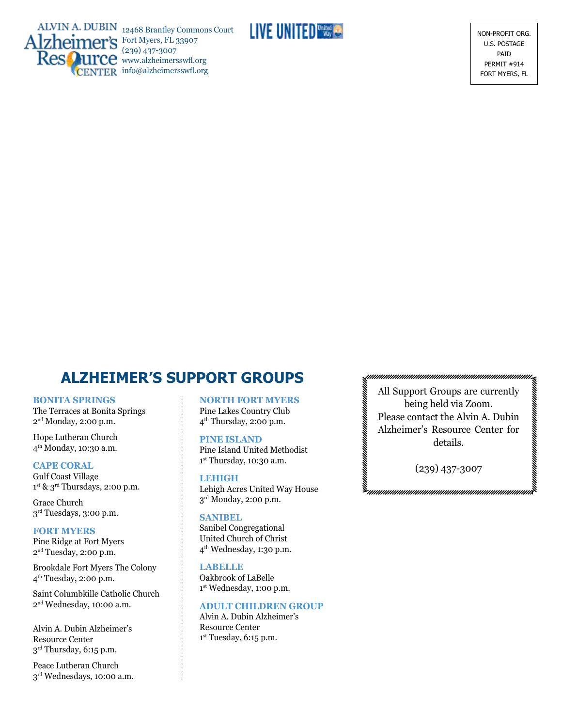ALVIN A. DUBIN Alzheimer's Resource CENTER

12468 Brantley Commons Court
Fort Myers, FL 33907
(239) 437-3007
www.alzheimersswfl.org
info@alzheimersswfl.org

LIVE UNITED

NON-PROFIT ORG.
U.S. POSTAGE
PAID
PERMIT #914
FORT MYERS, FL

# ALZHEIMER'S SUPPORT GROUPS

### BONITA SPRINGS

The Terraces at Bonita Springs
2nd Monday, 2:00 p.m.

Hope Lutheran Church
4th Monday, 10:30 a.m.

### CAPE CORAL

Gulf Coast Village
1st & 3rd Thursdays, 2:00 p.m.

Grace Church
3rd Tuesdays, 3:00 p.m.

### FORT MYERS

Pine Ridge at Fort Myers
2nd Tuesday, 2:00 p.m.

Brookdale Fort Myers The Colony
4th Tuesday, 2:00 p.m.

Saint Columbkille Catholic Church
2nd Wednesday, 10:00 a.m.

Alvin A. Dubin Alzheimer's Resource Center
3rd Thursday, 6:15 p.m.

Peace Lutheran Church
3rd Wednesdays, 10:00 a.m.

### NORTH FORT MYERS

Pine Lakes Country Club
4th Thursday, 2:00 p.m.

### PINE ISLAND

Pine Island United Methodist
1st Thursday, 10:30 a.m.

### LEHIGH

Lehigh Acres United Way House
3rd Monday, 2:00 p.m.

### SANIBEL

Sanibel Congregational United Church of Christ
4th Wednesday, 1:30 p.m.

### LABELLE

Oakbrook of LaBelle
1st Wednesday, 1:00 p.m.

### ADULT CHILDREN GROUP

Alvin A. Dubin Alzheimer's Resource Center
1st Tuesday, 6:15 p.m.

All Support Groups are currently being held via Zoom. Please contact the Alvin A. Dubin Alzheimer's Resource Center for details.

(239) 437-3007